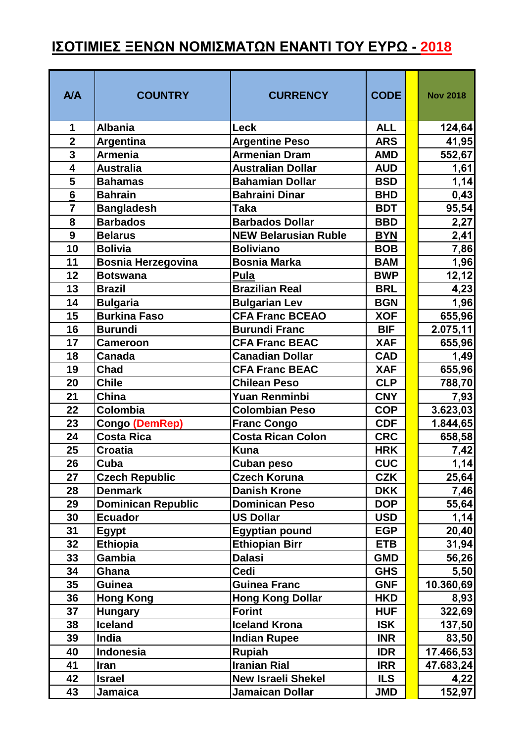# ΙΣΟΤΙΜΙΕΣ ΞΕΝΩΝ ΝΟΜΙΣΜΑΤΩΝ ΕΝΑΝΤΙ ΤΟΥ ΕΥΡΩ - 2018

| A/A | COUNTRY | CURRENCY | CODE | | Nov 2018 |
|---|---|---|---|---|---|
| 1 | Albania | Leck | ALL | | 124,64 |
| 2 | Argentina | Argentine Peso | ARS | | 41,95 |
| 3 | Armenia | Armenian Dram | AMD | | 552,67 |
| 4 | Australia | Australian Dollar | AUD | | 1,61 |
| 5 | Bahamas | Bahamian Dollar | BSD | | 1,14 |
| 6 | Bahrain | Bahraini Dinar | BHD | | 0,43 |
| 7 | Bangladesh | Taka | BDT | | 95,54 |
| 8 | Barbados | Barbados Dollar | BBD | | 2,27 |
| 9 | Belarus | NEW Belarusian Ruble | BYN | | 2,41 |
| 10 | Bolivia | Boliviano | BOB | | 7,86 |
| 11 | Bosnia Herzegovina | Bosnia Marka | BAM | | 1,96 |
| 12 | Botswana | Pula | BWP | | 12,12 |
| 13 | Brazil | Brazilian Real | BRL | | 4,23 |
| 14 | Bulgaria | Bulgarian Lev | BGN | | 1,96 |
| 15 | Burkina Faso | CFA Franc BCEAO | XOF | | 655,96 |
| 16 | Burundi | Burundi Franc | BIF | | 2.075,11 |
| 17 | Cameroon | CFA Franc BEAC | XAF | | 655,96 |
| 18 | Canada | Canadian Dollar | CAD | | 1,49 |
| 19 | Chad | CFA Franc BEAC | XAF | | 655,96 |
| 20 | Chile | Chilean Peso | CLP | | 788,70 |
| 21 | China | Yuan Renminbi | CNY | | 7,93 |
| 22 | Colombia | Colombian Peso | COP | | 3.623,03 |
| 23 | Congo (DemRep) | Franc Congo | CDF | | 1.844,65 |
| 24 | Costa Rica | Costa Rican Colon | CRC | | 658,58 |
| 25 | Croatia | Kuna | HRK | | 7,42 |
| 26 | Cuba | Cuban peso | CUC | | 1,14 |
| 27 | Czech Republic | Czech Koruna | CZK | | 25,64 |
| 28 | Denmark | Danish Krone | DKK | | 7,46 |
| 29 | Dominican Republic | Dominican Peso | DOP | | 55,64 |
| 30 | Ecuador | US Dollar | USD | | 1,14 |
| 31 | Egypt | Egyptian pound | EGP | | 20,40 |
| 32 | Ethiopia | Ethiopian Birr | ETB | | 31,94 |
| 33 | Gambia | Dalasi | GMD | | 56,26 |
| 34 | Ghana | Cedi | GHS | | 5,50 |
| 35 | Guinea | Guinea Franc | GNF | | 10.360,69 |
| 36 | Hong Kong | Hong Kong Dollar | HKD | | 8,93 |
| 37 | Hungary | Forint | HUF | | 322,69 |
| 38 | Iceland | Iceland Krona | ISK | | 137,50 |
| 39 | India | Indian Rupee | INR | | 83,50 |
| 40 | Indonesia | Rupiah | IDR | | 17.466,53 |
| 41 | Iran | Iranian Rial | IRR | | 47.683,24 |
| 42 | Israel | New Israeli Shekel | ILS | | 4,22 |
| 43 | Jamaica | Jamaican Dollar | JMD | | 152,97 |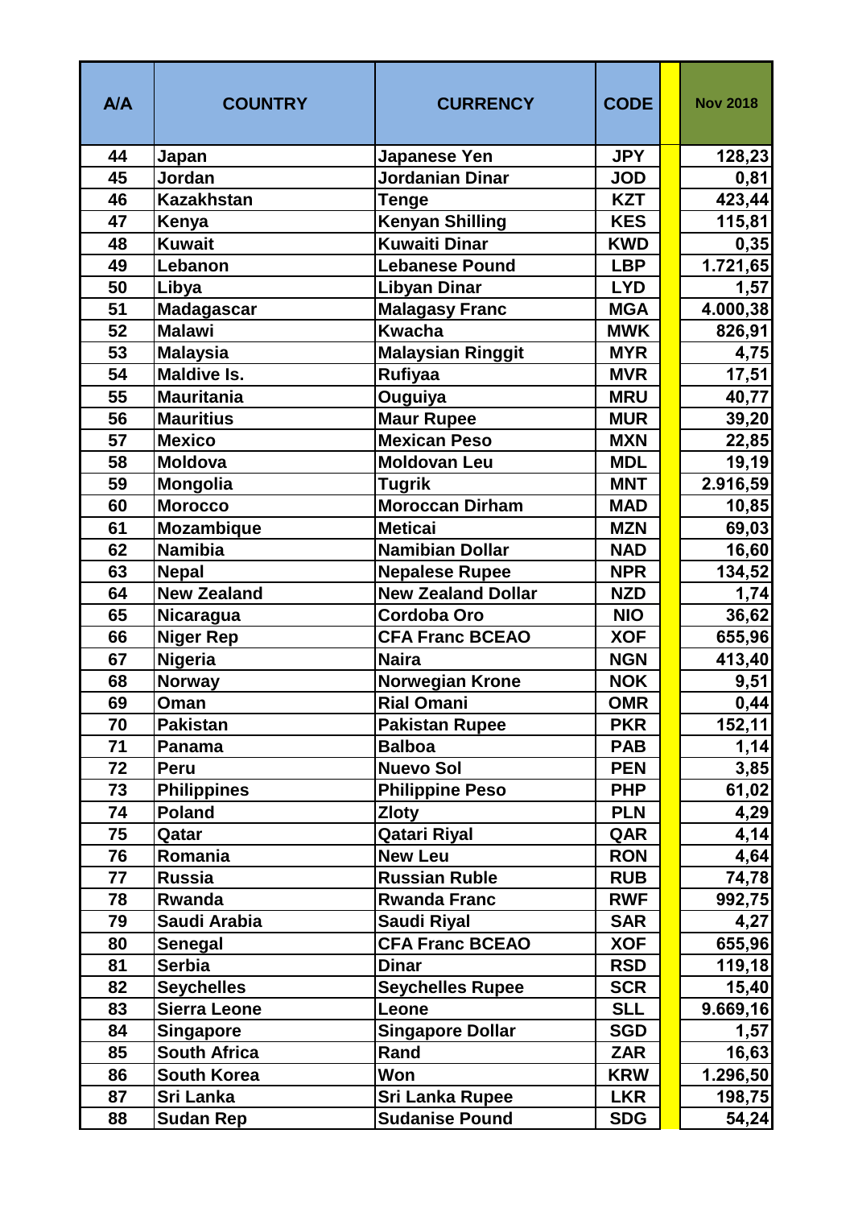| A/A | COUNTRY | CURRENCY | CODE | | Nov 2018 |
|---|---|---|---|---|---|
| 44 | Japan | Japanese Yen | JPY | | 128,23 |
| 45 | Jordan | Jordanian Dinar | JOD | | 0,81 |
| 46 | Kazakhstan | Tenge | KZT | | 423,44 |
| 47 | Kenya | Kenyan Shilling | KES | | 115,81 |
| 48 | Kuwait | Kuwaiti Dinar | KWD | | 0,35 |
| 49 | Lebanon | Lebanese Pound | LBP | | 1.721,65 |
| 50 | Libya | Libyan Dinar | LYD | | 1,57 |
| 51 | Madagascar | Malagasy Franc | MGA | | 4.000,38 |
| 52 | Malawi | Kwacha | MWK | | 826,91 |
| 53 | Malaysia | Malaysian Ringgit | MYR | | 4,75 |
| 54 | Maldive Is. | Rufiyaa | MVR | | 17,51 |
| 55 | Mauritania | Ouguiya | MRU | | 40,77 |
| 56 | Mauritius | Maur Rupee | MUR | | 39,20 |
| 57 | Mexico | Mexican Peso | MXN | | 22,85 |
| 58 | Moldova | Moldovan Leu | MDL | | 19,19 |
| 59 | Mongolia | Tugrik | MNT | | 2.916,59 |
| 60 | Morocco | Moroccan Dirham | MAD | | 10,85 |
| 61 | Mozambique | Meticai | MZN | | 69,03 |
| 62 | Namibia | Namibian Dollar | NAD | | 16,60 |
| 63 | Nepal | Nepalese Rupee | NPR | | 134,52 |
| 64 | New Zealand | New Zealand Dollar | NZD | | 1,74 |
| 65 | Nicaragua | Cordoba Oro | NIO | | 36,62 |
| 66 | Niger Rep | CFA Franc BCEAO | XOF | | 655,96 |
| 67 | Nigeria | Naira | NGN | | 413,40 |
| 68 | Norway | Norwegian Krone | NOK | | 9,51 |
| 69 | Oman | Rial Omani | OMR | | 0,44 |
| 70 | Pakistan | Pakistan Rupee | PKR | | 152,11 |
| 71 | Panama | Balboa | PAB | | 1,14 |
| 72 | Peru | Nuevo Sol | PEN | | 3,85 |
| 73 | Philippines | Philippine Peso | PHP | | 61,02 |
| 74 | Poland | Zloty | PLN | | 4,29 |
| 75 | Qatar | Qatari Riyal | QAR | | 4,14 |
| 76 | Romania | New Leu | RON | | 4,64 |
| 77 | Russia | Russian Ruble | RUB | | 74,78 |
| 78 | Rwanda | Rwanda Franc | RWF | | 992,75 |
| 79 | Saudi Arabia | Saudi Riyal | SAR | | 4,27 |
| 80 | Senegal | CFA Franc BCEAO | XOF | | 655,96 |
| 81 | Serbia | Dinar | RSD | | 119,18 |
| 82 | Seychelles | Seychelles Rupee | SCR | | 15,40 |
| 83 | Sierra Leone | Leone | SLL | | 9.669,16 |
| 84 | Singapore | Singapore Dollar | SGD | | 1,57 |
| 85 | South Africa | Rand | ZAR | | 16,63 |
| 86 | South Korea | Won | KRW | | 1.296,50 |
| 87 | Sri Lanka | Sri Lanka Rupee | LKR | | 198,75 |
| 88 | Sudan Rep | Sudanise Pound | SDG | | 54,24 |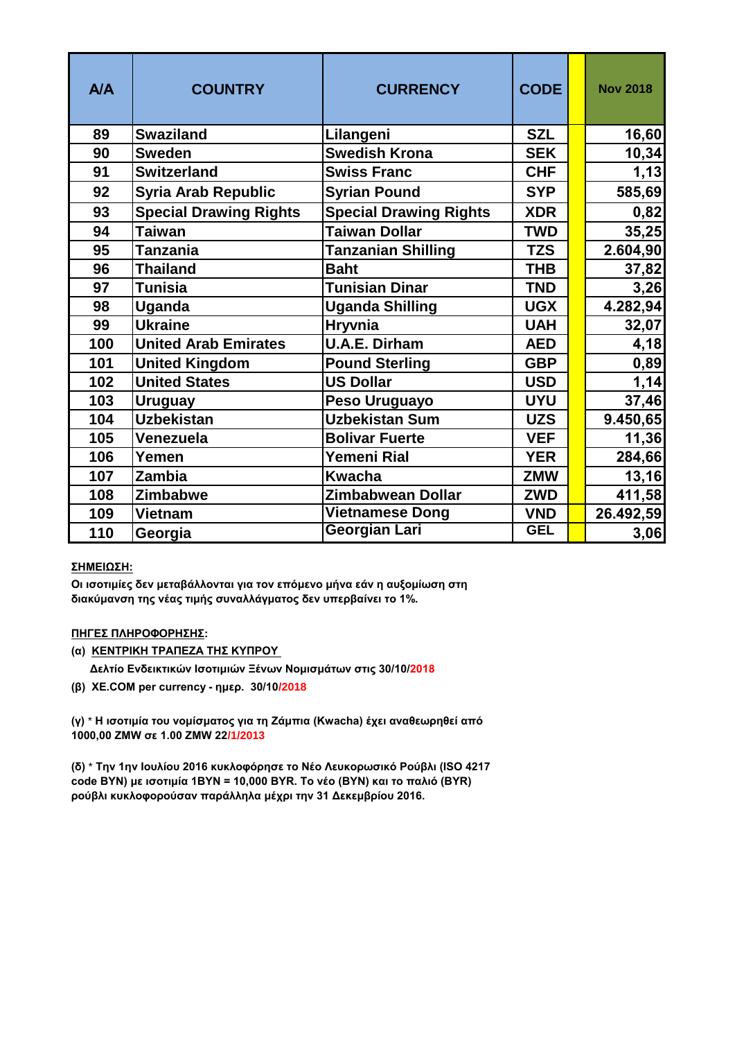| A/A | COUNTRY | CURRENCY | CODE | | Nov 2018 |
|---|---|---|---|---|---|
| 89 | Swaziland | Lilangeni | SZL | | 16,60 |
| 90 | Sweden | Swedish Krona | SEK | | 10,34 |
| 91 | Switzerland | Swiss Franc | CHF | | 1,13 |
| 92 | Syria Arab Republic | Syrian Pound | SYP | | 585,69 |
| 93 | Special Drawing Rights | Special Drawing Rights | XDR | | 0,82 |
| 94 | Taiwan | Taiwan Dollar | TWD | | 35,25 |
| 95 | Tanzania | Tanzanian Shilling | TZS | | 2.604,90 |
| 96 | Thailand | Baht | THB | | 37,82 |
| 97 | Tunisia | Tunisian Dinar | TND | | 3,26 |
| 98 | Uganda | Uganda Shilling | UGX | | 4.282,94 |
| 99 | Ukraine | Hryvnia | UAH | | 32,07 |
| 100 | United Arab Emirates | U.A.E. Dirham | AED | | 4,18 |
| 101 | United Kingdom | Pound Sterling | GBP | | 0,89 |
| 102 | United States | US Dollar | USD | | 1,14 |
| 103 | Uruguay | Peso Uruguayo | UYU | | 37,46 |
| 104 | Uzbekistan | Uzbekistan Sum | UZS | | 9.450,65 |
| 105 | Venezuela | Bolivar Fuerte | VEF | | 11,36 |
| 106 | Yemen | Yemeni Rial | YER | | 284,66 |
| 107 | Zambia | Kwacha | ZMW | | 13,16 |
| 108 | Zimbabwe | Zimbabwean Dollar | ZWD | | 411,58 |
| 109 | Vietnam | Vietnamese Dong | VND | | 26.492,59 |
| 110 | Georgia | Georgian Lari | GEL | | 3,06 |

**ΣΗΜΕΙΩΣΗ:**

**Οι ισοτιμίες δεν μεταβάλλονται για τον επόμενο μήνα εάν η αυξομίωση στη διακύμανση της νέας τιμής συναλλάγματος δεν υπερβαίνει το 1%.**

**ΠΗΓΕΣ ΠΛΗΡΟΦΟΡΗΣΗΣ:**

**(α) ΚΕΝΤΡΙΚΗ ΤΡΑΠΕΖΑ ΤΗΣ ΚΥΠΡΟΥ**

**Δελτίο Ενδεικτικών Ισοτιμιών Ξένων Νομισμάτων στις 30/10/2018**

**(β) XE.COM per currency - ημερ. 30/10/2018**

**(γ) * Η ισοτιμία του νομίσματος για τη Ζάμπια (Kwacha) έχει αναθεωρηθεί από 1000,00 ZMW σε 1.00 ZMW 22/1/2013**

**(δ) * Την 1ην Ιουλίου 2016 κυκλοφόρησε το Νέο Λευκορωσικό Ρούβλι (ISO 4217 code BYN) με ισοτιμία 1BYN = 10,000 BYR. Το νέο (BYN) και το παλιό (BYR) ρούβλι κυκλοφορούσαν παράλληλα μέχρι την 31 Δεκεμβρίου 2016.**